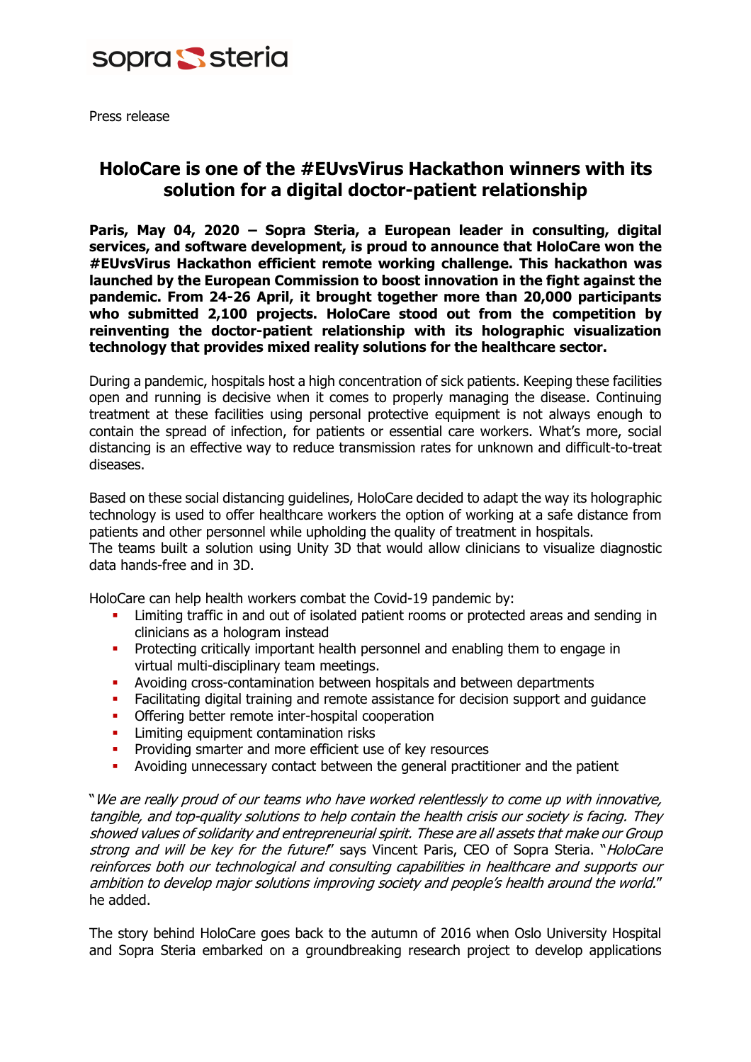sopra steria

Press release

# HoloCare is one of the #EUvsVirus Hackathon winners with its solution for a digital doctor-patient relationship

**Paris, May 04, 2020 – Sopra Steria, a European leader in consulting, digital services, and software development, is proud to announce that HoloCare won the #EUvsVirus Hackathon efficient remote working challenge. This hackathon was launched by the European Commission to boost innovation in the fight against the pandemic. From 24-26 April, it brought together more than 20,000 participants who submitted 2,100 projects. HoloCare stood out from the competition by reinventing the doctor-patient relationship with its holographic visualization technology that provides mixed reality solutions for the healthcare sector.**

During a pandemic, hospitals host a high concentration of sick patients. Keeping these facilities open and running is decisive when it comes to properly managing the disease. Continuing treatment at these facilities using personal protective equipment is not always enough to contain the spread of infection, for patients or essential care workers. What's more, social distancing is an effective way to reduce transmission rates for unknown and difficult-to-treat diseases.

Based on these social distancing guidelines, HoloCare decided to adapt the way its holographic technology is used to offer healthcare workers the option of working at a safe distance from patients and other personnel while upholding the quality of treatment in hospitals.
The teams built a solution using Unity 3D that would allow clinicians to visualize diagnostic data hands-free and in 3D.

HoloCare can help health workers combat the Covid-19 pandemic by:

- Limiting traffic in and out of isolated patient rooms or protected areas and sending in clinicians as a hologram instead
- Protecting critically important health personnel and enabling them to engage in virtual multi-disciplinary team meetings.
- Avoiding cross-contamination between hospitals and between departments
- Facilitating digital training and remote assistance for decision support and guidance
- Offering better remote inter-hospital cooperation
- Limiting equipment contamination risks
- Providing smarter and more efficient use of key resources
- Avoiding unnecessary contact between the general practitioner and the patient

"*We are really proud of our teams who have worked relentlessly to come up with innovative, tangible, and top-quality solutions to help contain the health crisis our society is facing. They showed values of solidarity and entrepreneurial spirit. These are all assets that make our Group strong and will be key for the future!*" says Vincent Paris, CEO of Sopra Steria. "*HoloCare reinforces both our technological and consulting capabilities in healthcare and supports our ambition to develop major solutions improving society and people's health around the world.*" he added.

The story behind HoloCare goes back to the autumn of 2016 when Oslo University Hospital and Sopra Steria embarked on a groundbreaking research project to develop applications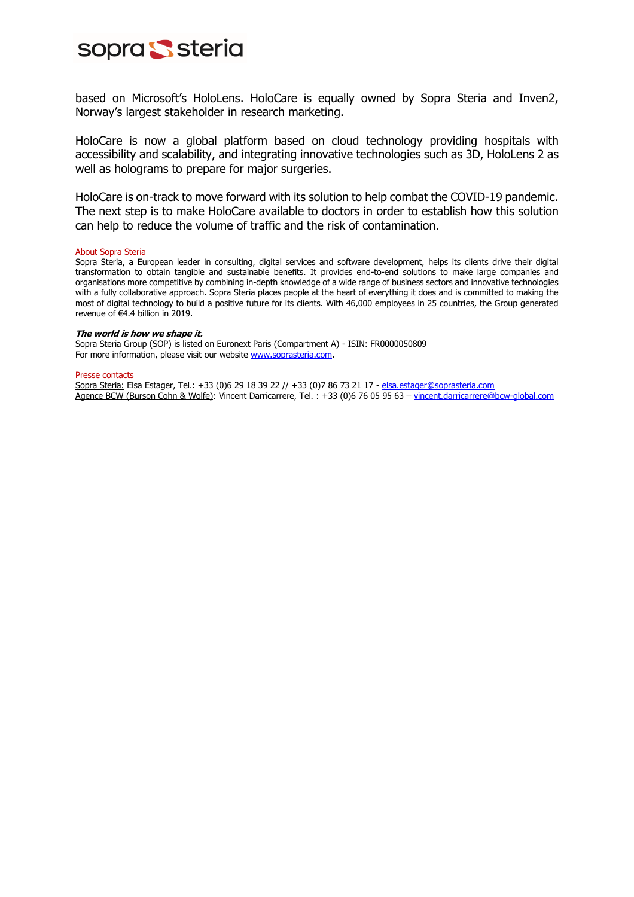based on Microsoft's HoloLens. HoloCare is equally owned by Sopra Steria and Inven2, Norway's largest stakeholder in research marketing.

HoloCare is now a global platform based on cloud technology providing hospitals with accessibility and scalability, and integrating innovative technologies such as 3D, HoloLens 2 as well as holograms to prepare for major surgeries.

HoloCare is on-track to move forward with its solution to help combat the COVID-19 pandemic. The next step is to make HoloCare available to doctors in order to establish how this solution can help to reduce the volume of traffic and the risk of contamination.

**About Sopra Steria**

Sopra Steria, a European leader in consulting, digital services and software development, helps its clients drive their digital transformation to obtain tangible and sustainable benefits. It provides end-to-end solutions to make large companies and organisations more competitive by combining in-depth knowledge of a wide range of business sectors and innovative technologies with a fully collaborative approach. Sopra Steria places people at the heart of everything it does and is committed to making the most of digital technology to build a positive future for its clients. With 46,000 employees in 25 countries, the Group generated revenue of €4.4 billion in 2019.

***The world is how we shape it.***

Sopra Steria Group (SOP) is listed on Euronext Paris (Compartment A) - ISIN: FR0000050809

For more information, please visit our website www.soprasteria.com.

**Presse contacts**

Sopra Steria: Elsa Estager, Tel.: +33 (0)6 29 18 39 22 // +33 (0)7 86 73 21 17 - elsa.estager@soprasteria.com

Agence BCW (Burson Cohn & Wolfe): Vincent Darricarrere, Tel. : +33 (0)6 76 05 95 63 – vincent.darricarrere@bcw-global.com